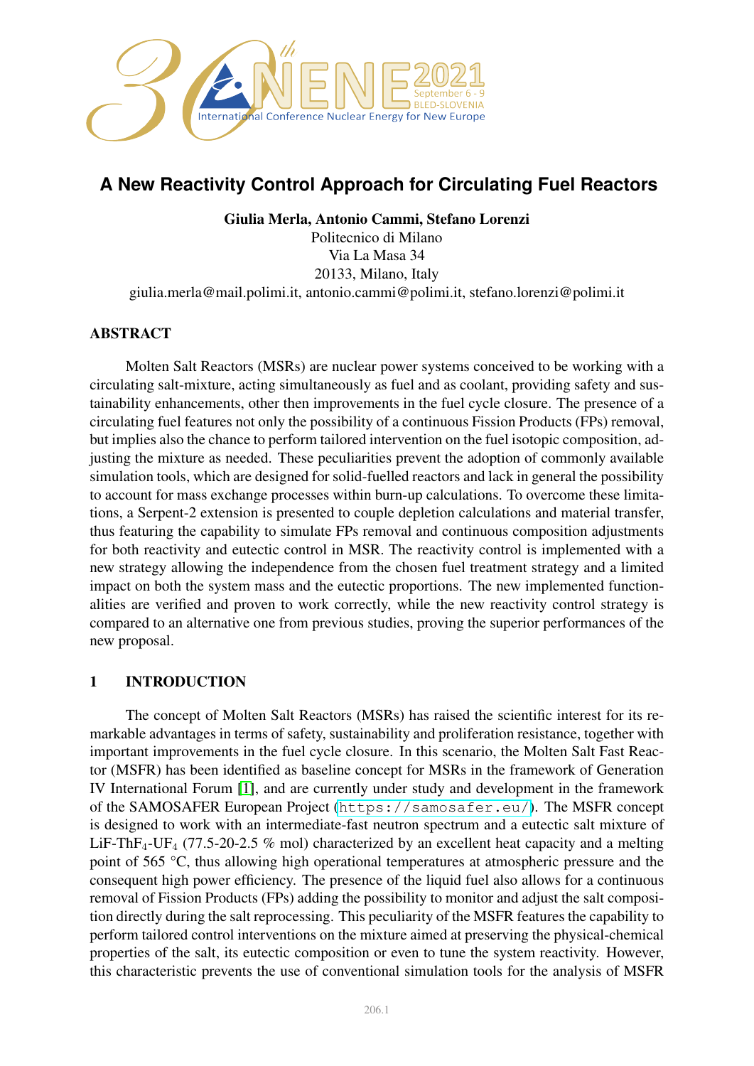# A New Reactivity Control Approach for Circulating Fuel Reactors

**Giulia Merla, Antonio Cammi, Stefano Lorenzi**
Politecnico di Milano
Via La Masa 34
20133, Milano, Italy
giulia.merla@mail.polimi.it, antonio.cammi@polimi.it, stefano.lorenzi@polimi.it

## ABSTRACT

Molten Salt Reactors (MSRs) are nuclear power systems conceived to be working with a circulating salt-mixture, acting simultaneously as fuel and as coolant, providing safety and sustainability enhancements, other then improvements in the fuel cycle closure. The presence of a circulating fuel features not only the possibility of a continuous Fission Products (FPs) removal, but implies also the chance to perform tailored intervention on the fuel isotopic composition, adjusting the mixture as needed. These peculiarities prevent the adoption of commonly available simulation tools, which are designed for solid-fuelled reactors and lack in general the possibility to account for mass exchange processes within burn-up calculations. To overcome these limitations, a Serpent-2 extension is presented to couple depletion calculations and material transfer, thus featuring the capability to simulate FPs removal and continuous composition adjustments for both reactivity and eutectic control in MSR. The reactivity control is implemented with a new strategy allowing the independence from the chosen fuel treatment strategy and a limited impact on both the system mass and the eutectic proportions. The new implemented functionalities are verified and proven to work correctly, while the new reactivity control strategy is compared to an alternative one from previous studies, proving the superior performances of the new proposal.

## 1 INTRODUCTION

The concept of Molten Salt Reactors (MSRs) has raised the scientific interest for its remarkable advantages in terms of safety, sustainability and proliferation resistance, together with important improvements in the fuel cycle closure. In this scenario, the Molten Salt Fast Reactor (MSFR) has been identified as baseline concept for MSRs in the framework of Generation IV International Forum [1], and are currently under study and development in the framework of the SAMOSAFER European Project (https://samosafer.eu/). The MSFR concept is designed to work with an intermediate-fast neutron spectrum and a eutectic salt mixture of LiF-$ThF_4$-$UF_4$ (77.5-20-2.5 % mol) characterized by an excellent heat capacity and a melting point of 565 °C, thus allowing high operational temperatures at atmospheric pressure and the consequent high power efficiency. The presence of the liquid fuel also allows for a continuous removal of Fission Products (FPs) adding the possibility to monitor and adjust the salt composition directly during the salt reprocessing. This peculiarity of the MSFR features the capability to perform tailored control interventions on the mixture aimed at preserving the physical-chemical properties of the salt, its eutectic composition or even to tune the system reactivity. However, this characteristic prevents the use of conventional simulation tools for the analysis of MSFR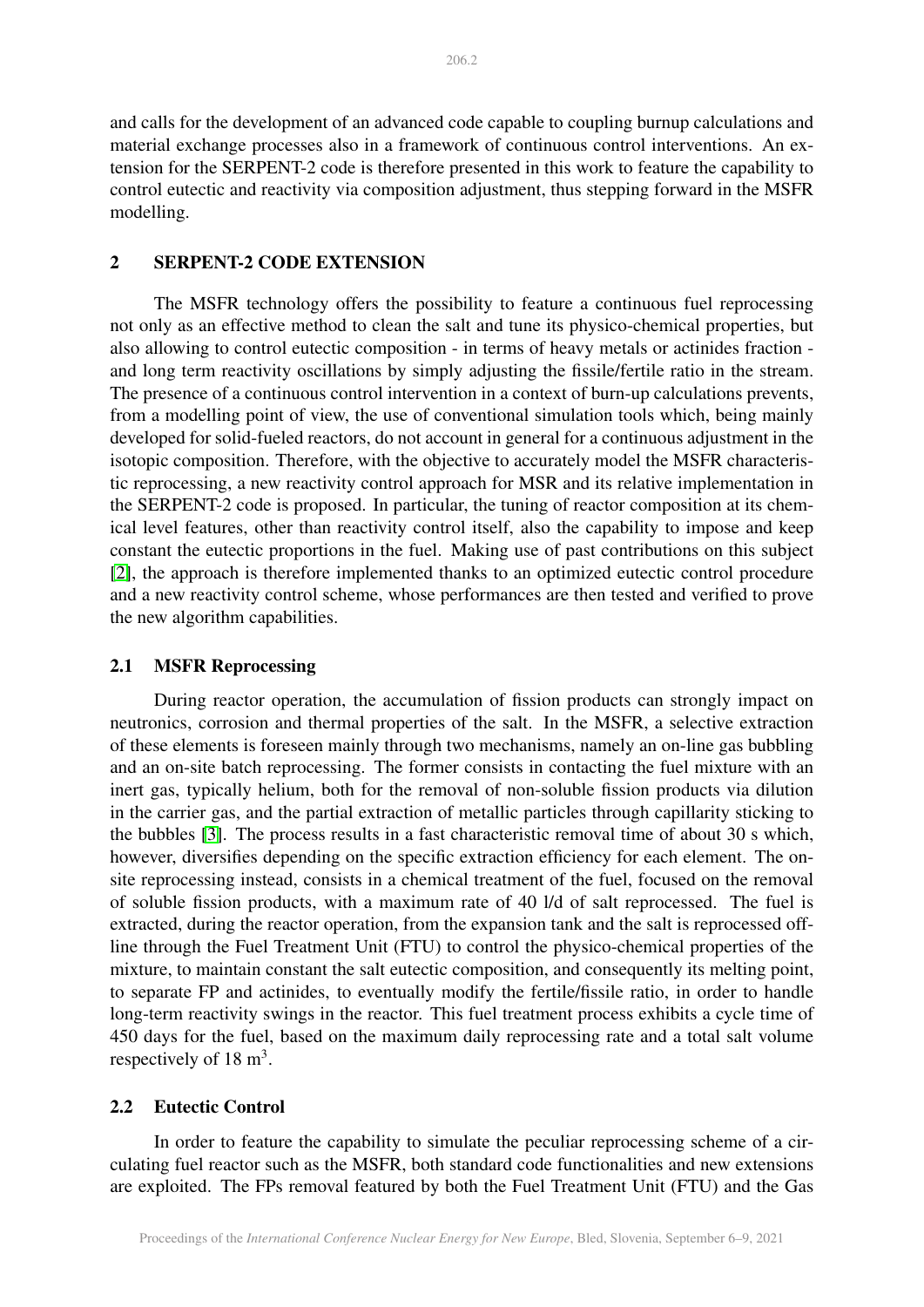and calls for the development of an advanced code capable to coupling burnup calculations and material exchange processes also in a framework of continuous control interventions. An extension for the SERPENT-2 code is therefore presented in this work to feature the capability to control eutectic and reactivity via composition adjustment, thus stepping forward in the MSFR modelling.

## 2 SERPENT-2 CODE EXTENSION

The MSFR technology offers the possibility to feature a continuous fuel reprocessing not only as an effective method to clean the salt and tune its physico-chemical properties, but also allowing to control eutectic composition - in terms of heavy metals or actinides fraction - and long term reactivity oscillations by simply adjusting the fissile/fertile ratio in the stream. The presence of a continuous control intervention in a context of burn-up calculations prevents, from a modelling point of view, the use of conventional simulation tools which, being mainly developed for solid-fueled reactors, do not account in general for a continuous adjustment in the isotopic composition. Therefore, with the objective to accurately model the MSFR characteristic reprocessing, a new reactivity control approach for MSR and its relative implementation in the SERPENT-2 code is proposed. In particular, the tuning of reactor composition at its chemical level features, other than reactivity control itself, also the capability to impose and keep constant the eutectic proportions in the fuel. Making use of past contributions on this subject [2], the approach is therefore implemented thanks to an optimized eutectic control procedure and a new reactivity control scheme, whose performances are then tested and verified to prove the new algorithm capabilities.

### 2.1 MSFR Reprocessing

During reactor operation, the accumulation of fission products can strongly impact on neutronics, corrosion and thermal properties of the salt. In the MSFR, a selective extraction of these elements is foreseen mainly through two mechanisms, namely an on-line gas bubbling and an on-site batch reprocessing. The former consists in contacting the fuel mixture with an inert gas, typically helium, both for the removal of non-soluble fission products via dilution in the carrier gas, and the partial extraction of metallic particles through capillarity sticking to the bubbles [3]. The process results in a fast characteristic removal time of about 30 s which, however, diversifies depending on the specific extraction efficiency for each element. The on-site reprocessing instead, consists in a chemical treatment of the fuel, focused on the removal of soluble fission products, with a maximum rate of 40 l/d of salt reprocessed. The fuel is extracted, during the reactor operation, from the expansion tank and the salt is reprocessed off-line through the Fuel Treatment Unit (FTU) to control the physico-chemical properties of the mixture, to maintain constant the salt eutectic composition, and consequently its melting point, to separate FP and actinides, to eventually modify the fertile/fissile ratio, in order to handle long-term reactivity swings in the reactor. This fuel treatment process exhibits a cycle time of 450 days for the fuel, based on the maximum daily reprocessing rate and a total salt volume respectively of 18 $m^3$.

### 2.2 Eutectic Control

In order to feature the capability to simulate the peculiar reprocessing scheme of a circulating fuel reactor such as the MSFR, both standard code functionalities and new extensions are exploited. The FPs removal featured by both the Fuel Treatment Unit (FTU) and the Gas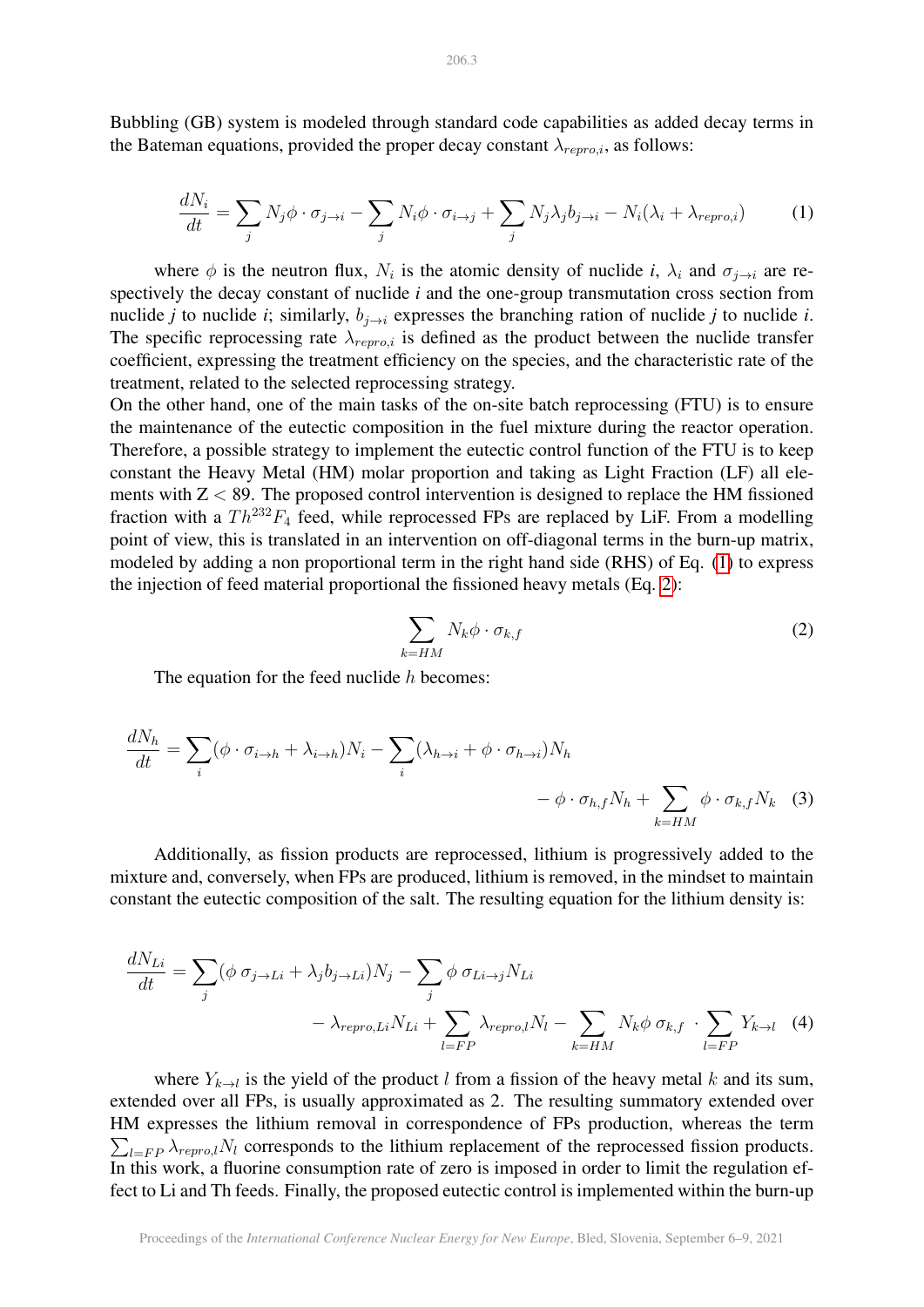Bubbling (GB) system is modeled through standard code capabilities as added decay terms in the Bateman equations, provided the proper decay constant $\lambda_{repro,i}$, as follows:

$$\frac{dN_i}{dt} = \sum_j N_j \phi \cdot \sigma_{j \to i} - \sum_j N_i \phi \cdot \sigma_{i \to j} + \sum_j N_j \lambda_j b_{j \to i} - N_i(\lambda_i + \lambda_{repro,i}) \tag{1}$$

where $\phi$ is the neutron flux, $N_i$ is the atomic density of nuclide *i*, $\lambda_i$ and $\sigma_{j \to i}$ are respectively the decay constant of nuclide *i* and the one-group transmutation cross section from nuclide *j* to nuclide *i*; similarly, $b_{j \to i}$ expresses the branching ration of nuclide *j* to nuclide *i*. The specific reprocessing rate $\lambda_{repro,i}$ is defined as the product between the nuclide transfer coefficient, expressing the treatment efficiency on the species, and the characteristic rate of the treatment, related to the selected reprocessing strategy.

On the other hand, one of the main tasks of the on-site batch reprocessing (FTU) is to ensure the maintenance of the eutectic composition in the fuel mixture during the reactor operation. Therefore, a possible strategy to implement the eutectic control function of the FTU is to keep constant the Heavy Metal (HM) molar proportion and taking as Light Fraction (LF) all elements with Z $<$ 89. The proposed control intervention is designed to replace the HM fissioned fraction with a $Th^{232}F_4$ feed, while reprocessed FPs are replaced by LiF. From a modelling point of view, this is translated in an intervention on off-diagonal terms in the burn-up matrix, modeled by adding a non proportional term in the right hand side (RHS) of Eq. (1) to express the injection of feed material proportional the fissioned heavy metals (Eq. 2):

$$\sum_{k=HM} N_k \phi \cdot \sigma_{k,f} \tag{2}$$

The equation for the feed nuclide $h$ becomes:

$$\frac{dN_h}{dt} = \sum_i (\phi \cdot \sigma_{i \to h} + \lambda_{i \to h}) N_i - \sum_i (\lambda_{h \to i} + \phi \cdot \sigma_{h \to i}) N_h - \phi \cdot \sigma_{h,f} N_h + \sum_{k=HM} \phi \cdot \sigma_{k,f} N_k \tag{3}$$

Additionally, as fission products are reprocessed, lithium is progressively added to the mixture and, conversely, when FPs are produced, lithium is removed, in the mindset to maintain constant the eutectic composition of the salt. The resulting equation for the lithium density is:

$$\frac{dN_{Li}}{dt} = \sum_j (\phi\ \sigma_{j \to Li} + \lambda_j b_{j \to Li}) N_j - \sum_j \phi\ \sigma_{Li \to j} N_{Li} - \lambda_{repro,Li} N_{Li} + \sum_{l=FP} \lambda_{repro,l} N_l - \sum_{k=HM} N_k \phi\ \sigma_{k,f} \cdot \sum_{l=FP} Y_{k \to l} \tag{4}$$

where $Y_{k \to l}$ is the yield of the product $l$ from a fission of the heavy metal $k$ and its sum, extended over all FPs, is usually approximated as 2. The resulting summatory extended over HM expresses the lithium removal in correspondence of FPs production, whereas the term $\sum_{l=FP} \lambda_{repro,l} N_l$ corresponds to the lithium replacement of the reprocessed fission products. In this work, a fluorine consumption rate of zero is imposed in order to limit the regulation effect to Li and Th feeds. Finally, the proposed eutectic control is implemented within the burn-up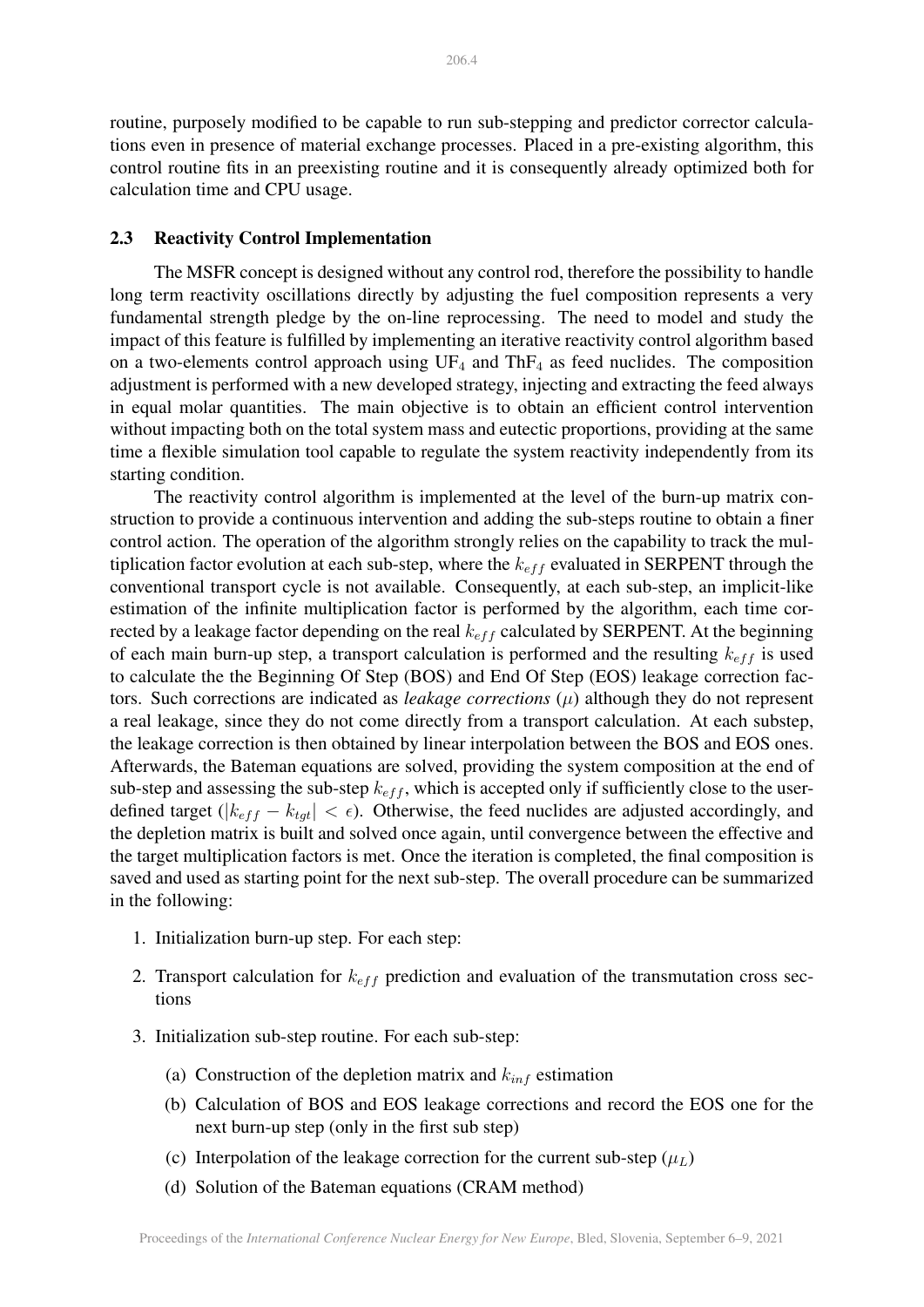routine, purposely modified to be capable to run sub-stepping and predictor corrector calculations even in presence of material exchange processes. Placed in a pre-existing algorithm, this control routine fits in an preexisting routine and it is consequently already optimized both for calculation time and CPU usage.

### 2.3 Reactivity Control Implementation

The MSFR concept is designed without any control rod, therefore the possibility to handle long term reactivity oscillations directly by adjusting the fuel composition represents a very fundamental strength pledge by the on-line reprocessing. The need to model and study the impact of this feature is fulfilled by implementing an iterative reactivity control algorithm based on a two-elements control approach using $UF_4$ and $ThF_4$ as feed nuclides. The composition adjustment is performed with a new developed strategy, injecting and extracting the feed always in equal molar quantities. The main objective is to obtain an efficient control intervention without impacting both on the total system mass and eutectic proportions, providing at the same time a flexible simulation tool capable to regulate the system reactivity independently from its starting condition.

The reactivity control algorithm is implemented at the level of the burn-up matrix construction to provide a continuous intervention and adding the sub-steps routine to obtain a finer control action. The operation of the algorithm strongly relies on the capability to track the multiplication factor evolution at each sub-step, where the $k_{eff}$ evaluated in SERPENT through the conventional transport cycle is not available. Consequently, at each sub-step, an implicit-like estimation of the infinite multiplication factor is performed by the algorithm, each time corrected by a leakage factor depending on the real $k_{eff}$ calculated by SERPENT. At the beginning of each main burn-up step, a transport calculation is performed and the resulting $k_{eff}$ is used to calculate the the Beginning Of Step (BOS) and End Of Step (EOS) leakage correction factors. Such corrections are indicated as *leakage corrections* ($\mu$) although they do not represent a real leakage, since they do not come directly from a transport calculation. At each substep, the leakage correction is then obtained by linear interpolation between the BOS and EOS ones. Afterwards, the Bateman equations are solved, providing the system composition at the end of sub-step and assessing the sub-step $k_{eff}$, which is accepted only if sufficiently close to the user-defined target ($|k_{eff} - k_{tgt}| < \epsilon$). Otherwise, the feed nuclides are adjusted accordingly, and the depletion matrix is built and solved once again, until convergence between the effective and the target multiplication factors is met. Once the iteration is completed, the final composition is saved and used as starting point for the next sub-step. The overall procedure can be summarized in the following:

1. Initialization burn-up step. For each step:
2. Transport calculation for $k_{eff}$ prediction and evaluation of the transmutation cross sections
3. Initialization sub-step routine. For each sub-step:
   (a) Construction of the depletion matrix and $k_{inf}$ estimation
   (b) Calculation of BOS and EOS leakage corrections and record the EOS one for the next burn-up step (only in the first sub step)
   (c) Interpolation of the leakage correction for the current sub-step ($\mu_L$)
   (d) Solution of the Bateman equations (CRAM method)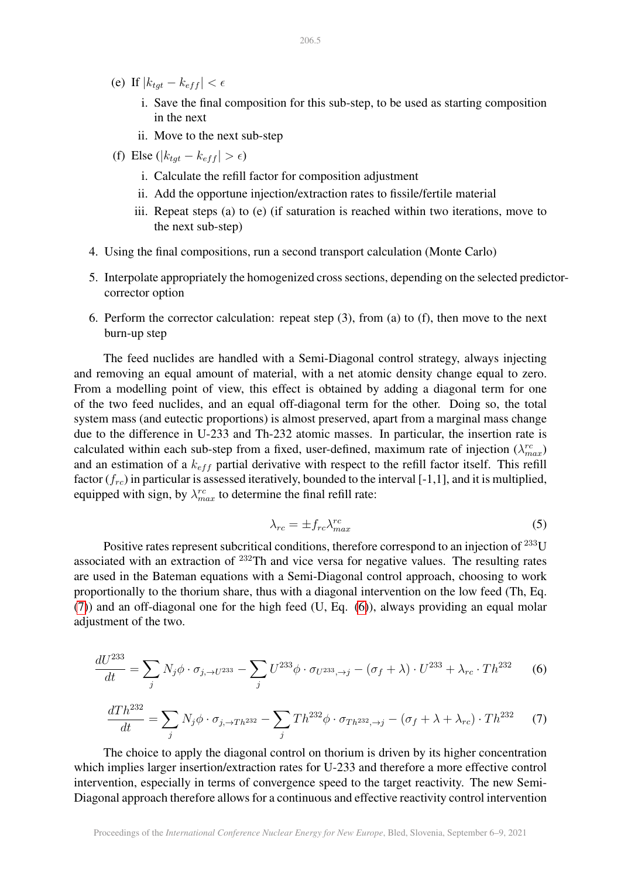(e) If $|k_{tgt} - k_{eff}| < \epsilon$

  i. Save the final composition for this sub-step, to be used as starting composition in the next

  ii. Move to the next sub-step

(f) Else ($|k_{tgt} - k_{eff}| > \epsilon$)

  i. Calculate the refill factor for composition adjustment

  ii. Add the opportune injection/extraction rates to fissile/fertile material

  iii. Repeat steps (a) to (e) (if saturation is reached within two iterations, move to the next sub-step)

4. Using the final compositions, run a second transport calculation (Monte Carlo)

5. Interpolate appropriately the homogenized cross sections, depending on the selected predictor-corrector option

6. Perform the corrector calculation: repeat step (3), from (a) to (f), then move to the next burn-up step

The feed nuclides are handled with a Semi-Diagonal control strategy, always injecting and removing an equal amount of material, with a net atomic density change equal to zero. From a modelling point of view, this effect is obtained by adding a diagonal term for one of the two feed nuclides, and an equal off-diagonal term for the other. Doing so, the total system mass (and eutectic proportions) is almost preserved, apart from a marginal mass change due to the difference in U-233 and Th-232 atomic masses. In particular, the insertion rate is calculated within each sub-step from a fixed, user-defined, maximum rate of injection ($\lambda^{rc}_{max}$) and an estimation of a $k_{eff}$ partial derivative with respect to the refill factor itself. This refill factor ($f_{rc}$) in particular is assessed iteratively, bounded to the interval [-1,1], and it is multiplied, equipped with sign, by $\lambda^{rc}_{max}$ to determine the final refill rate:

$$\lambda_{rc} = \pm f_{rc} \lambda^{rc}_{max} \tag{5}$$

Positive rates represent subcritical conditions, therefore correspond to an injection of $^{233}$U associated with an extraction of $^{232}$Th and vice versa for negative values. The resulting rates are used in the Bateman equations with a Semi-Diagonal control approach, choosing to work proportionally to the thorium share, thus with a diagonal intervention on the low feed (Th, Eq. (7)) and an off-diagonal one for the high feed (U, Eq. (6)), always providing an equal molar adjustment of the two.

$$\frac{dU^{233}}{dt} = \sum_j N_j \phi \cdot \sigma_{j,\rightarrow U^{233}} - \sum_j U^{233} \phi \cdot \sigma_{U^{233},\rightarrow j} - (\sigma_f + \lambda) \cdot U^{233} + \lambda_{rc} \cdot Th^{232} \tag{6}$$

$$\frac{dTh^{232}}{dt} = \sum_j N_j \phi \cdot \sigma_{j,\rightarrow Th^{232}} - \sum_j Th^{232} \phi \cdot \sigma_{Th^{232},\rightarrow j} - (\sigma_f + \lambda + \lambda_{rc}) \cdot Th^{232} \tag{7}$$

The choice to apply the diagonal control on thorium is driven by its higher concentration which implies larger insertion/extraction rates for U-233 and therefore a more effective control intervention, especially in terms of convergence speed to the target reactivity. The new Semi-Diagonal approach therefore allows for a continuous and effective reactivity control intervention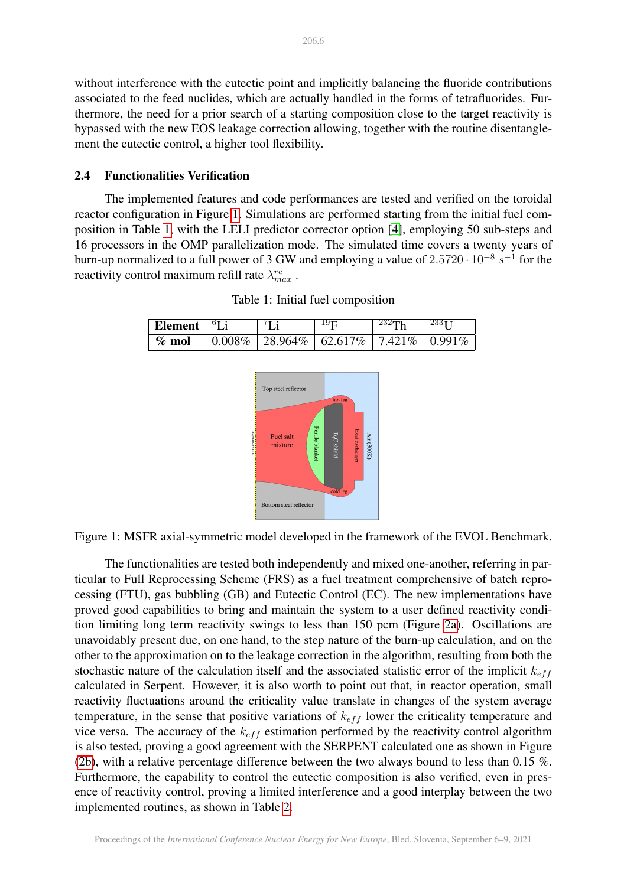without interference with the eutectic point and implicitly balancing the fluoride contributions associated to the feed nuclides, which are actually handled in the forms of tetrafluorides. Furthermore, the need for a prior search of a starting composition close to the target reactivity is bypassed with the new EOS leakage correction allowing, together with the routine disentanglement the eutectic control, a higher tool flexibility.

### 2.4 Functionalities Verification

The implemented features and code performances are tested and verified on the toroidal reactor configuration in Figure 1. Simulations are performed starting from the initial fuel composition in Table 1, with the LELI predictor corrector option [4], employing 50 sub-steps and 16 processors in the OMP parallelization mode. The simulated time covers a twenty years of burn-up normalized to a full power of 3 GW and employing a value of $2.5720 \cdot 10^{-8}\ s^{-1}$ for the reactivity control maximum refill rate $\lambda^{rc}_{max}$ .

Table 1: Initial fuel composition

| **Element** | $^{6}$Li | $^{7}$Li | $^{19}$F | $^{232}$Th | $^{233}$U |
|---|---|---|---|---|---|
| **% mol** | 0.008% | 28.964% | 62.617% | 7.421% | 0.991% |

Figure 1: MSFR axial-symmetric model developed in the framework of the EVOL Benchmark.

The functionalities are tested both independently and mixed one-another, referring in particular to Full Reprocessing Scheme (FRS) as a fuel treatment comprehensive of batch reprocessing (FTU), gas bubbling (GB) and Eutectic Control (EC). The new implementations have proved good capabilities to bring and maintain the system to a user defined reactivity condition limiting long term reactivity swings to less than 150 pcm (Figure 2a). Oscillations are unavoidably present due, on one hand, to the step nature of the burn-up calculation, and on the other to the approximation on to the leakage correction in the algorithm, resulting from both the stochastic nature of the calculation itself and the associated statistic error of the implicit $k_{eff}$ calculated in Serpent. However, it is also worth to point out that, in reactor operation, small reactivity fluctuations around the criticality value translate in changes of the system average temperature, in the sense that positive variations of $k_{eff}$ lower the criticality temperature and vice versa. The accuracy of the $k_{eff}$ estimation performed by the reactivity control algorithm is also tested, proving a good agreement with the SERPENT calculated one as shown in Figure (2b), with a relative percentage difference between the two always bound to less than 0.15 %. Furthermore, the capability to control the eutectic composition is also verified, even in presence of reactivity control, proving a limited interference and a good interplay between the two implemented routines, as shown in Table 2.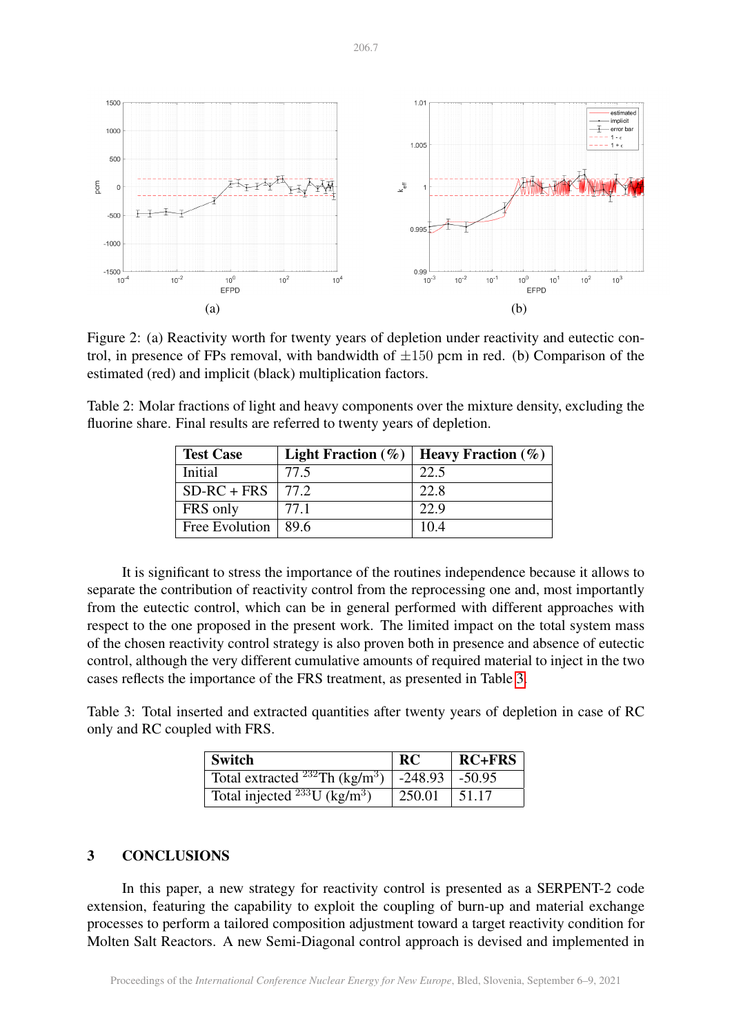Figure 2: (a) Reactivity worth for twenty years of depletion under reactivity and eutectic control, in presence of FPs removal, with bandwidth of $\pm 150$ pcm in red. (b) Comparison of the estimated (red) and implicit (black) multiplication factors.

Table 2: Molar fractions of light and heavy components over the mixture density, excluding the fluorine share. Final results are referred to twenty years of depletion.

| Test Case | Light Fraction (%) | Heavy Fraction (%) |
|---|---|---|
| Initial | 77.5 | 22.5 |
| SD-RC + FRS | 77.2 | 22.8 |
| FRS only | 77.1 | 22.9 |
| Free Evolution | 89.6 | 10.4 |

It is significant to stress the importance of the routines independence because it allows to separate the contribution of reactivity control from the reprocessing one and, most importantly from the eutectic control, which can be in general performed with different approaches with respect to the one proposed in the present work. The limited impact on the total system mass of the chosen reactivity control strategy is also proven both in presence and absence of eutectic control, although the very different cumulative amounts of required material to inject in the two cases reflects the importance of the FRS treatment, as presented in Table 3.

Table 3: Total inserted and extracted quantities after twenty years of depletion in case of RC only and RC coupled with FRS.

| Switch | RC | RC+FRS |
|---|---|---|
| Total extracted $^{232}$Th (kg/m$^3$) | -248.93 | -50.95 |
| Total injected $^{233}$U (kg/m$^3$) | 250.01 | 51.17 |

## 3 CONCLUSIONS

In this paper, a new strategy for reactivity control is presented as a SERPENT-2 code extension, featuring the capability to exploit the coupling of burn-up and material exchange processes to perform a tailored composition adjustment toward a target reactivity condition for Molten Salt Reactors. A new Semi-Diagonal control approach is devised and implemented in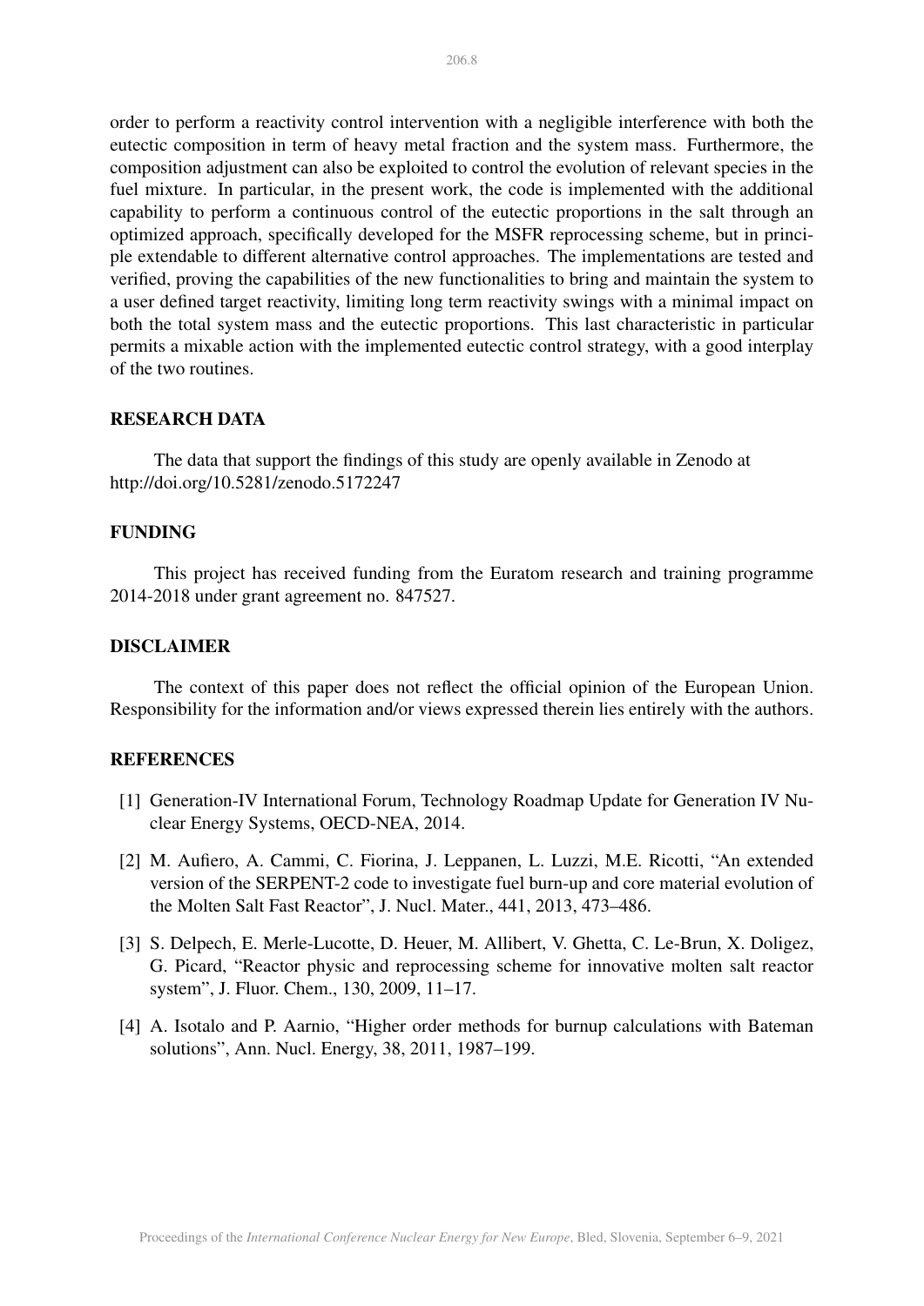order to perform a reactivity control intervention with a negligible interference with both the eutectic composition in term of heavy metal fraction and the system mass. Furthermore, the composition adjustment can also be exploited to control the evolution of relevant species in the fuel mixture. In particular, in the present work, the code is implemented with the additional capability to perform a continuous control of the eutectic proportions in the salt through an optimized approach, specifically developed for the MSFR reprocessing scheme, but in principle extendable to different alternative control approaches. The implementations are tested and verified, proving the capabilities of the new functionalities to bring and maintain the system to a user defined target reactivity, limiting long term reactivity swings with a minimal impact on both the total system mass and the eutectic proportions. This last characteristic in particular permits a mixable action with the implemented eutectic control strategy, with a good interplay of the two routines.

## RESEARCH DATA

The data that support the findings of this study are openly available in Zenodo at http://doi.org/10.5281/zenodo.5172247

## FUNDING

This project has received funding from the Euratom research and training programme 2014-2018 under grant agreement no. 847527.

## DISCLAIMER

The context of this paper does not reflect the official opinion of the European Union. Responsibility for the information and/or views expressed therein lies entirely with the authors.

## REFERENCES

[1] Generation-IV International Forum, Technology Roadmap Update for Generation IV Nuclear Energy Systems, OECD-NEA, 2014.

[2] M. Aufiero, A. Cammi, C. Fiorina, J. Leppanen, L. Luzzi, M.E. Ricotti, "An extended version of the SERPENT-2 code to investigate fuel burn-up and core material evolution of the Molten Salt Fast Reactor", J. Nucl. Mater., 441, 2013, 473–486.

[3] S. Delpech, E. Merle-Lucotte, D. Heuer, M. Allibert, V. Ghetta, C. Le-Brun, X. Doligez, G. Picard, "Reactor physic and reprocessing scheme for innovative molten salt reactor system", J. Fluor. Chem., 130, 2009, 11–17.

[4] A. Isotalo and P. Aarnio, "Higher order methods for burnup calculations with Bateman solutions", Ann. Nucl. Energy, 38, 2011, 1987–199.